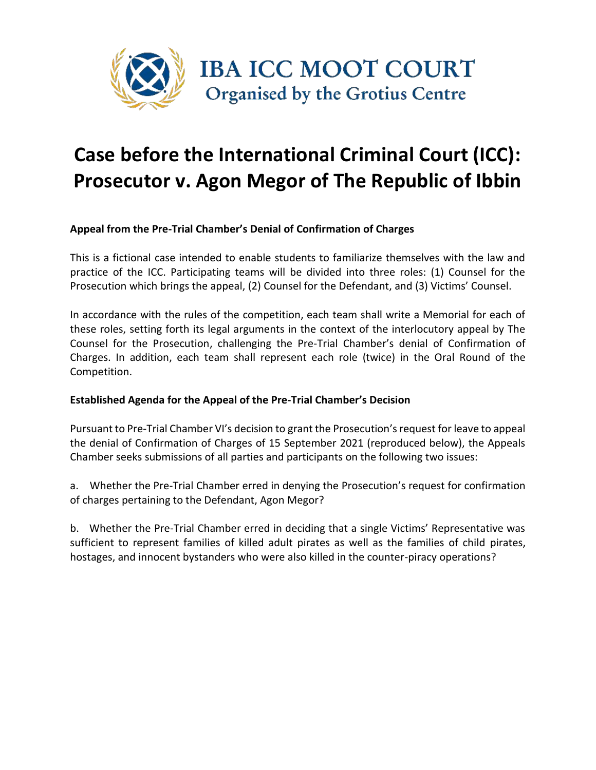IBA ICC MOOT COURT

Organised by the Grotius Centre

# Case before the International Criminal Court (ICC): Prosecutor v. Agon Megor of The Republic of Ibbin

**Appeal from the Pre-Trial Chamber's Denial of Confirmation of Charges**

This is a fictional case intended to enable students to familiarize themselves with the law and practice of the ICC. Participating teams will be divided into three roles: (1) Counsel for the Prosecution which brings the appeal, (2) Counsel for the Defendant, and (3) Victims' Counsel.

In accordance with the rules of the competition, each team shall write a Memorial for each of these roles, setting forth its legal arguments in the context of the interlocutory appeal by The Counsel for the Prosecution, challenging the Pre-Trial Chamber's denial of Confirmation of Charges. In addition, each team shall represent each role (twice) in the Oral Round of the Competition.

**Established Agenda for the Appeal of the Pre-Trial Chamber's Decision**

Pursuant to Pre-Trial Chamber VI's decision to grant the Prosecution's request for leave to appeal the denial of Confirmation of Charges of 15 September 2021 (reproduced below), the Appeals Chamber seeks submissions of all parties and participants on the following two issues:

a. Whether the Pre-Trial Chamber erred in denying the Prosecution's request for confirmation of charges pertaining to the Defendant, Agon Megor?

b. Whether the Pre-Trial Chamber erred in deciding that a single Victims' Representative was sufficient to represent families of killed adult pirates as well as the families of child pirates, hostages, and innocent bystanders who were also killed in the counter-piracy operations?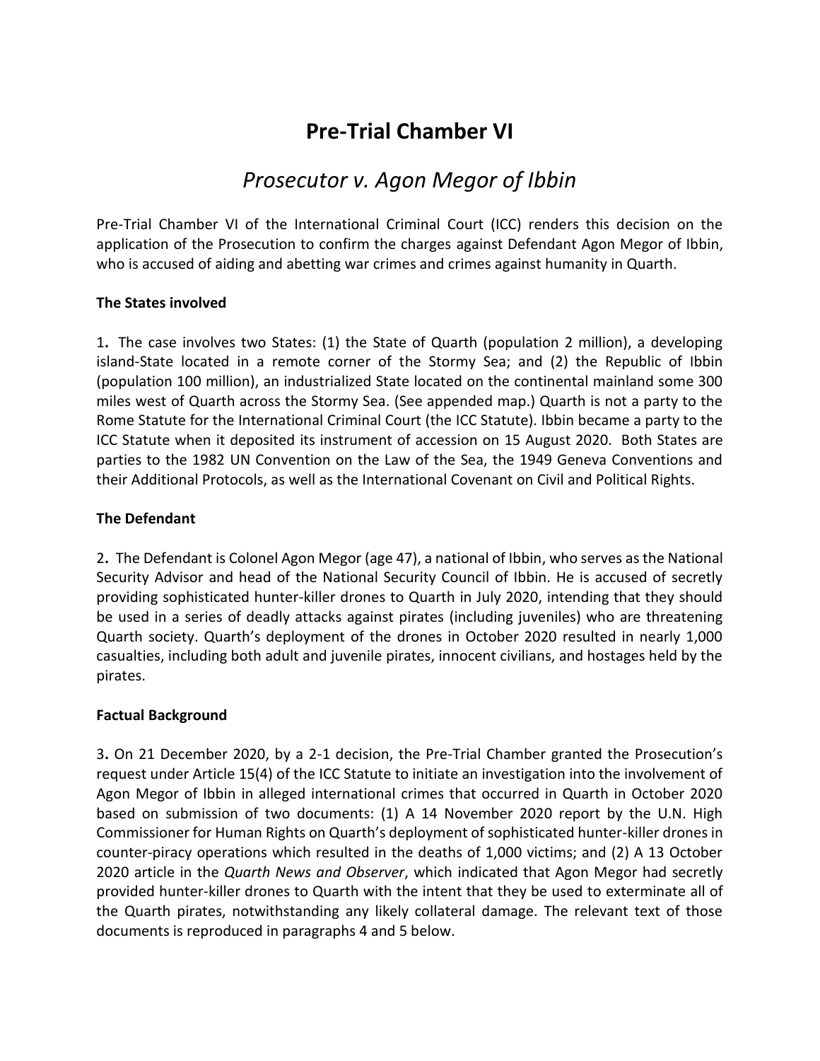# Pre-Trial Chamber VI

## *Prosecutor v. Agon Megor of Ibbin*

Pre-Trial Chamber VI of the International Criminal Court (ICC) renders this decision on the application of the Prosecution to confirm the charges against Defendant Agon Megor of Ibbin, who is accused of aiding and abetting war crimes and crimes against humanity in Quarth.

**The States involved**

1. The case involves two States: (1) the State of Quarth (population 2 million), a developing island-State located in a remote corner of the Stormy Sea; and (2) the Republic of Ibbin (population 100 million), an industrialized State located on the continental mainland some 300 miles west of Quarth across the Stormy Sea. (See appended map.) Quarth is not a party to the Rome Statute for the International Criminal Court (the ICC Statute). Ibbin became a party to the ICC Statute when it deposited its instrument of accession on 15 August 2020. Both States are parties to the 1982 UN Convention on the Law of the Sea, the 1949 Geneva Conventions and their Additional Protocols, as well as the International Covenant on Civil and Political Rights.

**The Defendant**

2. The Defendant is Colonel Agon Megor (age 47), a national of Ibbin, who serves as the National Security Advisor and head of the National Security Council of Ibbin. He is accused of secretly providing sophisticated hunter-killer drones to Quarth in July 2020, intending that they should be used in a series of deadly attacks against pirates (including juveniles) who are threatening Quarth society. Quarth's deployment of the drones in October 2020 resulted in nearly 1,000 casualties, including both adult and juvenile pirates, innocent civilians, and hostages held by the pirates.

**Factual Background**

3. On 21 December 2020, by a 2-1 decision, the Pre-Trial Chamber granted the Prosecution's request under Article 15(4) of the ICC Statute to initiate an investigation into the involvement of Agon Megor of Ibbin in alleged international crimes that occurred in Quarth in October 2020 based on submission of two documents: (1) A 14 November 2020 report by the U.N. High Commissioner for Human Rights on Quarth's deployment of sophisticated hunter-killer drones in counter-piracy operations which resulted in the deaths of 1,000 victims; and (2) A 13 October 2020 article in the *Quarth News and Observer*, which indicated that Agon Megor had secretly provided hunter-killer drones to Quarth with the intent that they be used to exterminate all of the Quarth pirates, notwithstanding any likely collateral damage. The relevant text of those documents is reproduced in paragraphs 4 and 5 below.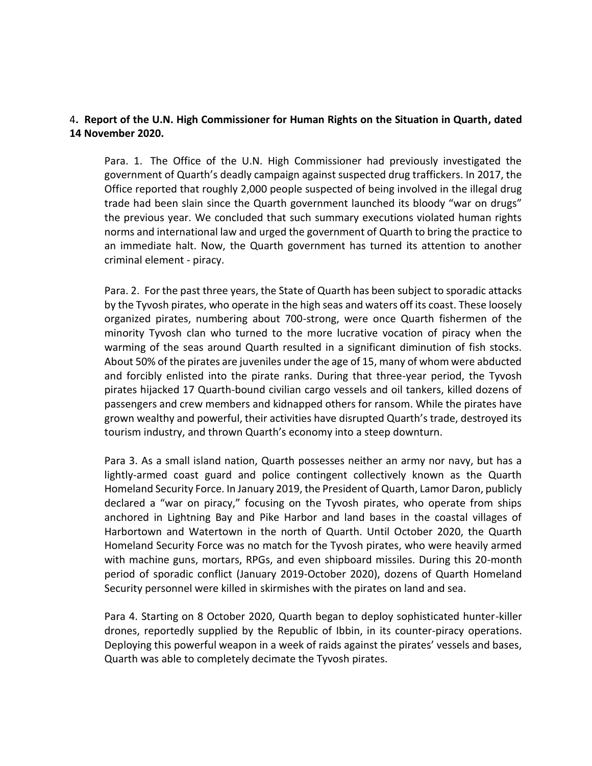4**. Report of the U.N. High Commissioner for Human Rights on the Situation in Quarth, dated 14 November 2020.**

Para. 1. The Office of the U.N. High Commissioner had previously investigated the government of Quarth's deadly campaign against suspected drug traffickers. In 2017, the Office reported that roughly 2,000 people suspected of being involved in the illegal drug trade had been slain since the Quarth government launched its bloody "war on drugs" the previous year. We concluded that such summary executions violated human rights norms and international law and urged the government of Quarth to bring the practice to an immediate halt. Now, the Quarth government has turned its attention to another criminal element - piracy.

Para. 2. For the past three years, the State of Quarth has been subject to sporadic attacks by the Tyvosh pirates, who operate in the high seas and waters off its coast. These loosely organized pirates, numbering about 700-strong, were once Quarth fishermen of the minority Tyvosh clan who turned to the more lucrative vocation of piracy when the warming of the seas around Quarth resulted in a significant diminution of fish stocks. About 50% of the pirates are juveniles under the age of 15, many of whom were abducted and forcibly enlisted into the pirate ranks. During that three-year period, the Tyvosh pirates hijacked 17 Quarth-bound civilian cargo vessels and oil tankers, killed dozens of passengers and crew members and kidnapped others for ransom. While the pirates have grown wealthy and powerful, their activities have disrupted Quarth's trade, destroyed its tourism industry, and thrown Quarth's economy into a steep downturn.

Para 3. As a small island nation, Quarth possesses neither an army nor navy, but has a lightly-armed coast guard and police contingent collectively known as the Quarth Homeland Security Force. In January 2019, the President of Quarth, Lamor Daron, publicly declared a "war on piracy," focusing on the Tyvosh pirates, who operate from ships anchored in Lightning Bay and Pike Harbor and land bases in the coastal villages of Harbortown and Watertown in the north of Quarth. Until October 2020, the Quarth Homeland Security Force was no match for the Tyvosh pirates, who were heavily armed with machine guns, mortars, RPGs, and even shipboard missiles. During this 20-month period of sporadic conflict (January 2019-October 2020), dozens of Quarth Homeland Security personnel were killed in skirmishes with the pirates on land and sea.

Para 4. Starting on 8 October 2020, Quarth began to deploy sophisticated hunter-killer drones, reportedly supplied by the Republic of Ibbin, in its counter-piracy operations. Deploying this powerful weapon in a week of raids against the pirates' vessels and bases, Quarth was able to completely decimate the Tyvosh pirates.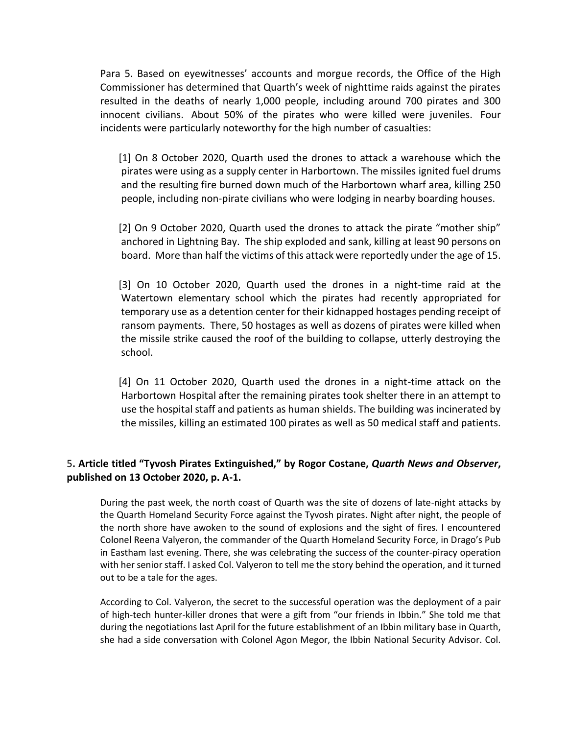Para 5. Based on eyewitnesses' accounts and morgue records, the Office of the High Commissioner has determined that Quarth's week of nighttime raids against the pirates resulted in the deaths of nearly 1,000 people, including around 700 pirates and 300 innocent civilians. About 50% of the pirates who were killed were juveniles. Four incidents were particularly noteworthy for the high number of casualties:

[1] On 8 October 2020, Quarth used the drones to attack a warehouse which the pirates were using as a supply center in Harbortown. The missiles ignited fuel drums and the resulting fire burned down much of the Harbortown wharf area, killing 250 people, including non-pirate civilians who were lodging in nearby boarding houses.

[2] On 9 October 2020, Quarth used the drones to attack the pirate "mother ship" anchored in Lightning Bay. The ship exploded and sank, killing at least 90 persons on board. More than half the victims of this attack were reportedly under the age of 15.

[3] On 10 October 2020, Quarth used the drones in a night-time raid at the Watertown elementary school which the pirates had recently appropriated for temporary use as a detention center for their kidnapped hostages pending receipt of ransom payments. There, 50 hostages as well as dozens of pirates were killed when the missile strike caused the roof of the building to collapse, utterly destroying the school.

[4] On 11 October 2020, Quarth used the drones in a night-time attack on the Harbortown Hospital after the remaining pirates took shelter there in an attempt to use the hospital staff and patients as human shields. The building was incinerated by the missiles, killing an estimated 100 pirates as well as 50 medical staff and patients.

### 5. Article titled "Tyvosh Pirates Extinguished," by Rogor Costane, *Quarth News and Observer*, published on 13 October 2020, p. A-1.

During the past week, the north coast of Quarth was the site of dozens of late-night attacks by the Quarth Homeland Security Force against the Tyvosh pirates. Night after night, the people of the north shore have awoken to the sound of explosions and the sight of fires. I encountered Colonel Reena Valyeron, the commander of the Quarth Homeland Security Force, in Drago's Pub in Eastham last evening. There, she was celebrating the success of the counter-piracy operation with her senior staff. I asked Col. Valyeron to tell me the story behind the operation, and it turned out to be a tale for the ages.

According to Col. Valyeron, the secret to the successful operation was the deployment of a pair of high-tech hunter-killer drones that were a gift from "our friends in Ibbin." She told me that during the negotiations last April for the future establishment of an Ibbin military base in Quarth, she had a side conversation with Colonel Agon Megor, the Ibbin National Security Advisor. Col.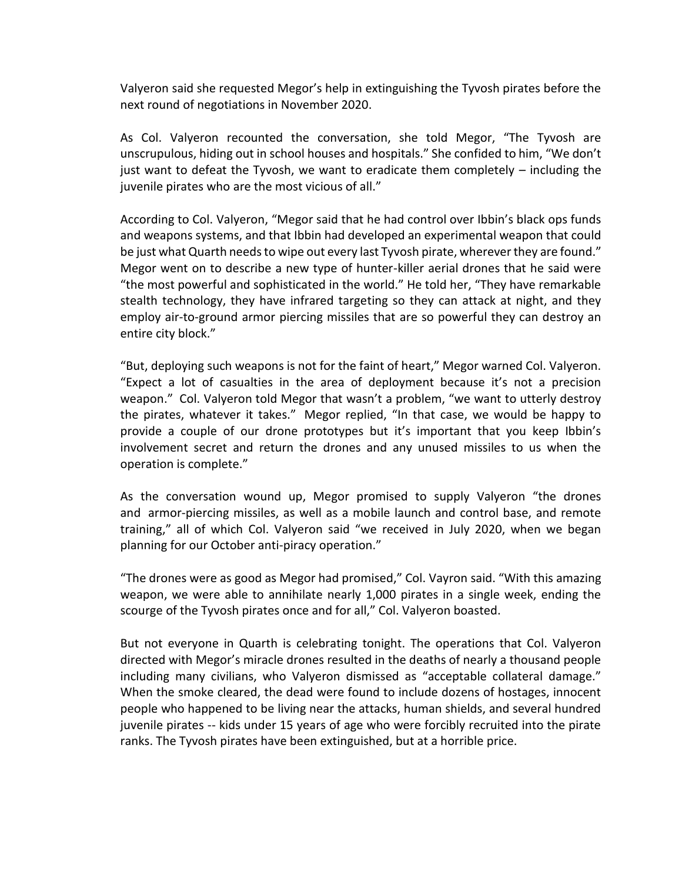Valyeron said she requested Megor's help in extinguishing the Tyvosh pirates before the next round of negotiations in November 2020.

As Col. Valyeron recounted the conversation, she told Megor, "The Tyvosh are unscrupulous, hiding out in school houses and hospitals." She confided to him, "We don't just want to defeat the Tyvosh, we want to eradicate them completely – including the juvenile pirates who are the most vicious of all."

According to Col. Valyeron, "Megor said that he had control over Ibbin's black ops funds and weapons systems, and that Ibbin had developed an experimental weapon that could be just what Quarth needs to wipe out every last Tyvosh pirate, wherever they are found." Megor went on to describe a new type of hunter-killer aerial drones that he said were "the most powerful and sophisticated in the world." He told her, "They have remarkable stealth technology, they have infrared targeting so they can attack at night, and they employ air-to-ground armor piercing missiles that are so powerful they can destroy an entire city block."

"But, deploying such weapons is not for the faint of heart," Megor warned Col. Valyeron. "Expect a lot of casualties in the area of deployment because it's not a precision weapon." Col. Valyeron told Megor that wasn't a problem, "we want to utterly destroy the pirates, whatever it takes." Megor replied, "In that case, we would be happy to provide a couple of our drone prototypes but it's important that you keep Ibbin's involvement secret and return the drones and any unused missiles to us when the operation is complete."

As the conversation wound up, Megor promised to supply Valyeron "the drones and armor-piercing missiles, as well as a mobile launch and control base, and remote training," all of which Col. Valyeron said "we received in July 2020, when we began planning for our October anti-piracy operation."

"The drones were as good as Megor had promised," Col. Vayron said. "With this amazing weapon, we were able to annihilate nearly 1,000 pirates in a single week, ending the scourge of the Tyvosh pirates once and for all," Col. Valyeron boasted.

But not everyone in Quarth is celebrating tonight. The operations that Col. Valyeron directed with Megor's miracle drones resulted in the deaths of nearly a thousand people including many civilians, who Valyeron dismissed as "acceptable collateral damage." When the smoke cleared, the dead were found to include dozens of hostages, innocent people who happened to be living near the attacks, human shields, and several hundred juvenile pirates -- kids under 15 years of age who were forcibly recruited into the pirate ranks. The Tyvosh pirates have been extinguished, but at a horrible price.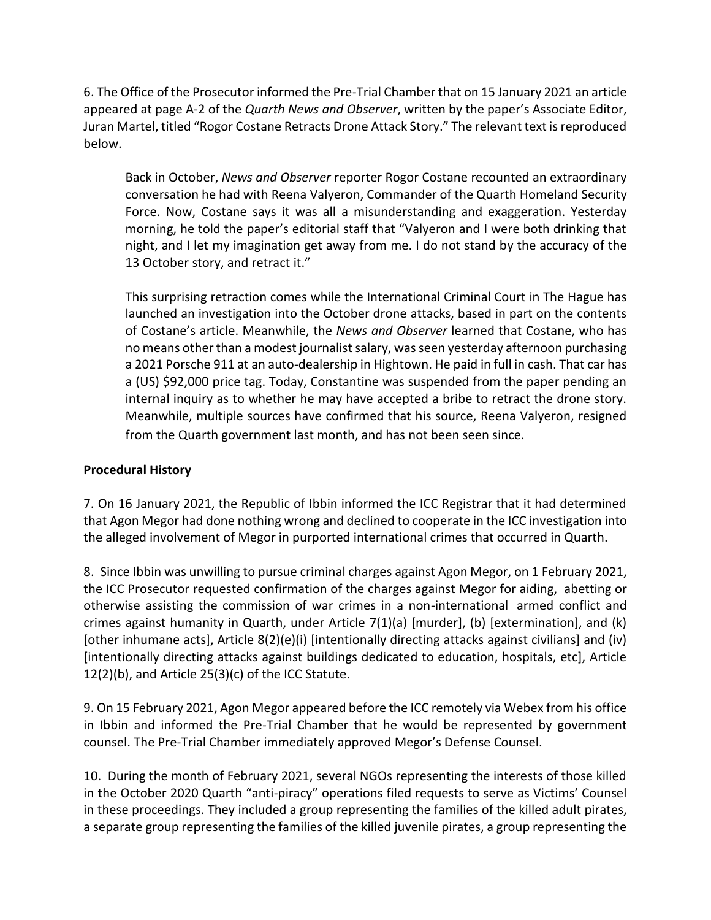6. The Office of the Prosecutor informed the Pre-Trial Chamber that on 15 January 2021 an article appeared at page A-2 of the *Quarth News and Observer*, written by the paper's Associate Editor, Juran Martel, titled "Rogor Costane Retracts Drone Attack Story." The relevant text is reproduced below.

> Back in October, *News and Observer* reporter Rogor Costane recounted an extraordinary conversation he had with Reena Valyeron, Commander of the Quarth Homeland Security Force. Now, Costane says it was all a misunderstanding and exaggeration. Yesterday morning, he told the paper's editorial staff that "Valyeron and I were both drinking that night, and I let my imagination get away from me. I do not stand by the accuracy of the 13 October story, and retract it."
>
> This surprising retraction comes while the International Criminal Court in The Hague has launched an investigation into the October drone attacks, based in part on the contents of Costane's article. Meanwhile, the *News and Observer* learned that Costane, who has no means other than a modest journalist salary, was seen yesterday afternoon purchasing a 2021 Porsche 911 at an auto-dealership in Hightown. He paid in full in cash. That car has a (US) $92,000 price tag. Today, Constantine was suspended from the paper pending an internal inquiry as to whether he may have accepted a bribe to retract the drone story. Meanwhile, multiple sources have confirmed that his source, Reena Valyeron, resigned from the Quarth government last month, and has not been seen since.

**Procedural History**

7. On 16 January 2021, the Republic of Ibbin informed the ICC Registrar that it had determined that Agon Megor had done nothing wrong and declined to cooperate in the ICC investigation into the alleged involvement of Megor in purported international crimes that occurred in Quarth.

8. Since Ibbin was unwilling to pursue criminal charges against Agon Megor, on 1 February 2021, the ICC Prosecutor requested confirmation of the charges against Megor for aiding, abetting or otherwise assisting the commission of war crimes in a non-international armed conflict and crimes against humanity in Quarth, under Article 7(1)(a) [murder], (b) [extermination], and (k) [other inhumane acts], Article 8(2)(e)(i) [intentionally directing attacks against civilians] and (iv) [intentionally directing attacks against buildings dedicated to education, hospitals, etc], Article 12(2)(b), and Article 25(3)(c) of the ICC Statute.

9. On 15 February 2021, Agon Megor appeared before the ICC remotely via Webex from his office in Ibbin and informed the Pre-Trial Chamber that he would be represented by government counsel. The Pre-Trial Chamber immediately approved Megor's Defense Counsel.

10. During the month of February 2021, several NGOs representing the interests of those killed in the October 2020 Quarth "anti-piracy" operations filed requests to serve as Victims' Counsel in these proceedings. They included a group representing the families of the killed adult pirates, a separate group representing the families of the killed juvenile pirates, a group representing the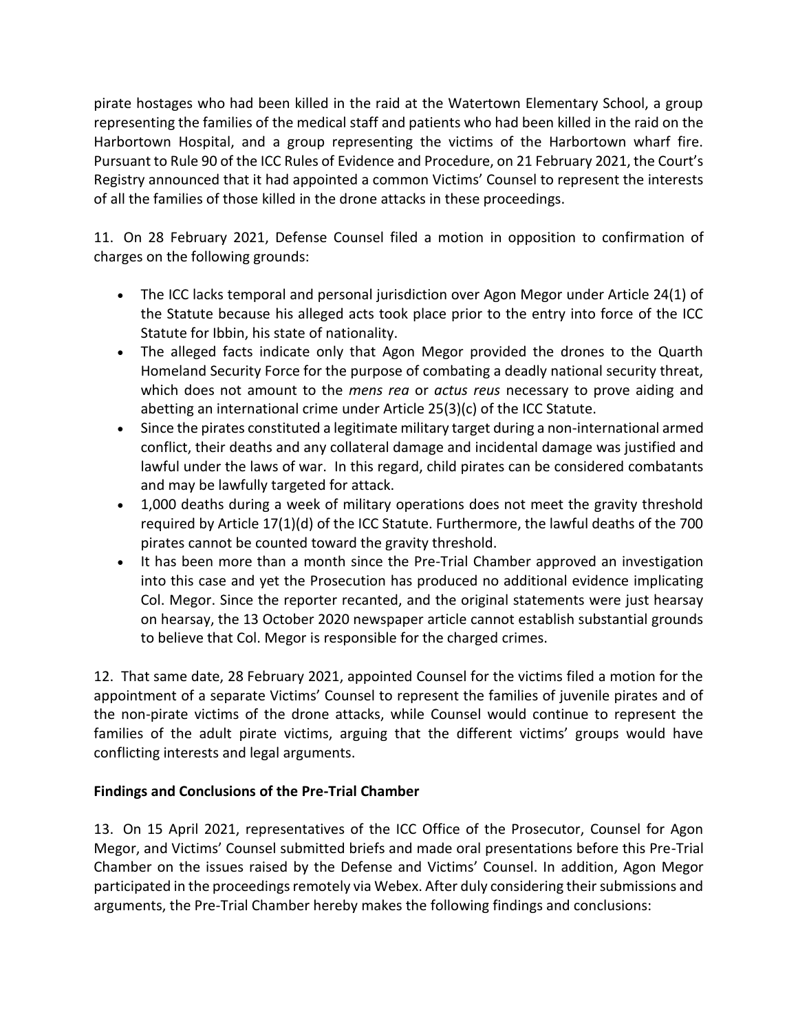pirate hostages who had been killed in the raid at the Watertown Elementary School, a group representing the families of the medical staff and patients who had been killed in the raid on the Harbortown Hospital, and a group representing the victims of the Harbortown wharf fire. Pursuant to Rule 90 of the ICC Rules of Evidence and Procedure, on 21 February 2021, the Court's Registry announced that it had appointed a common Victims' Counsel to represent the interests of all the families of those killed in the drone attacks in these proceedings.

11. On 28 February 2021, Defense Counsel filed a motion in opposition to confirmation of charges on the following grounds:

- The ICC lacks temporal and personal jurisdiction over Agon Megor under Article 24(1) of the Statute because his alleged acts took place prior to the entry into force of the ICC Statute for Ibbin, his state of nationality.
- The alleged facts indicate only that Agon Megor provided the drones to the Quarth Homeland Security Force for the purpose of combating a deadly national security threat, which does not amount to the *mens rea* or *actus reus* necessary to prove aiding and abetting an international crime under Article 25(3)(c) of the ICC Statute.
- Since the pirates constituted a legitimate military target during a non-international armed conflict, their deaths and any collateral damage and incidental damage was justified and lawful under the laws of war. In this regard, child pirates can be considered combatants and may be lawfully targeted for attack.
- 1,000 deaths during a week of military operations does not meet the gravity threshold required by Article 17(1)(d) of the ICC Statute. Furthermore, the lawful deaths of the 700 pirates cannot be counted toward the gravity threshold.
- It has been more than a month since the Pre-Trial Chamber approved an investigation into this case and yet the Prosecution has produced no additional evidence implicating Col. Megor. Since the reporter recanted, and the original statements were just hearsay on hearsay, the 13 October 2020 newspaper article cannot establish substantial grounds to believe that Col. Megor is responsible for the charged crimes.

12. That same date, 28 February 2021, appointed Counsel for the victims filed a motion for the appointment of a separate Victims' Counsel to represent the families of juvenile pirates and of the non-pirate victims of the drone attacks, while Counsel would continue to represent the families of the adult pirate victims, arguing that the different victims' groups would have conflicting interests and legal arguments.

**Findings and Conclusions of the Pre-Trial Chamber**

13. On 15 April 2021, representatives of the ICC Office of the Prosecutor, Counsel for Agon Megor, and Victims' Counsel submitted briefs and made oral presentations before this Pre-Trial Chamber on the issues raised by the Defense and Victims' Counsel. In addition, Agon Megor participated in the proceedings remotely via Webex. After duly considering their submissions and arguments, the Pre-Trial Chamber hereby makes the following findings and conclusions: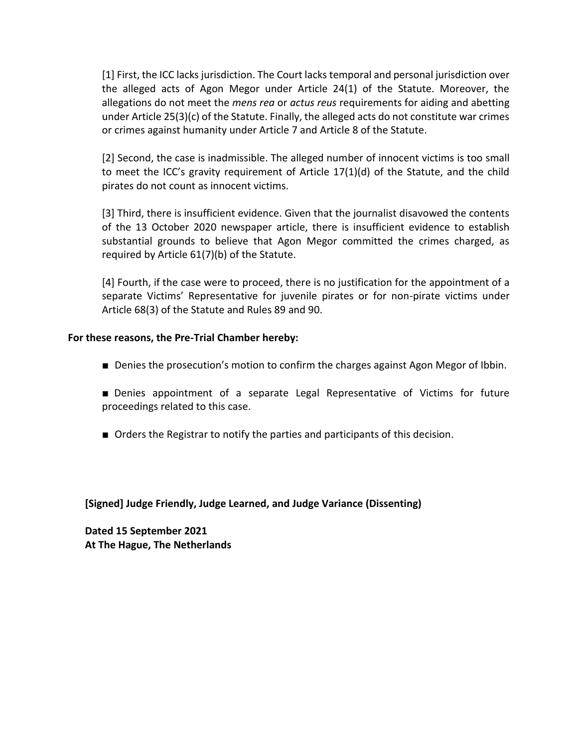[1] First, the ICC lacks jurisdiction. The Court lacks temporal and personal jurisdiction over the alleged acts of Agon Megor under Article 24(1) of the Statute. Moreover, the allegations do not meet the *mens rea* or *actus reus* requirements for aiding and abetting under Article 25(3)(c) of the Statute. Finally, the alleged acts do not constitute war crimes or crimes against humanity under Article 7 and Article 8 of the Statute.

[2] Second, the case is inadmissible. The alleged number of innocent victims is too small to meet the ICC's gravity requirement of Article 17(1)(d) of the Statute, and the child pirates do not count as innocent victims.

[3] Third, there is insufficient evidence. Given that the journalist disavowed the contents of the 13 October 2020 newspaper article, there is insufficient evidence to establish substantial grounds to believe that Agon Megor committed the crimes charged, as required by Article 61(7)(b) of the Statute.

[4] Fourth, if the case were to proceed, there is no justification for the appointment of a separate Victims' Representative for juvenile pirates or for non-pirate victims under Article 68(3) of the Statute and Rules 89 and 90.

**For these reasons, the Pre-Trial Chamber hereby:**

■ Denies the prosecution's motion to confirm the charges against Agon Megor of Ibbin.

■ Denies appointment of a separate Legal Representative of Victims for future proceedings related to this case.

■ Orders the Registrar to notify the parties and participants of this decision.

**[Signed] Judge Friendly, Judge Learned, and Judge Variance (Dissenting)**

**Dated 15 September 2021**
**At The Hague, The Netherlands**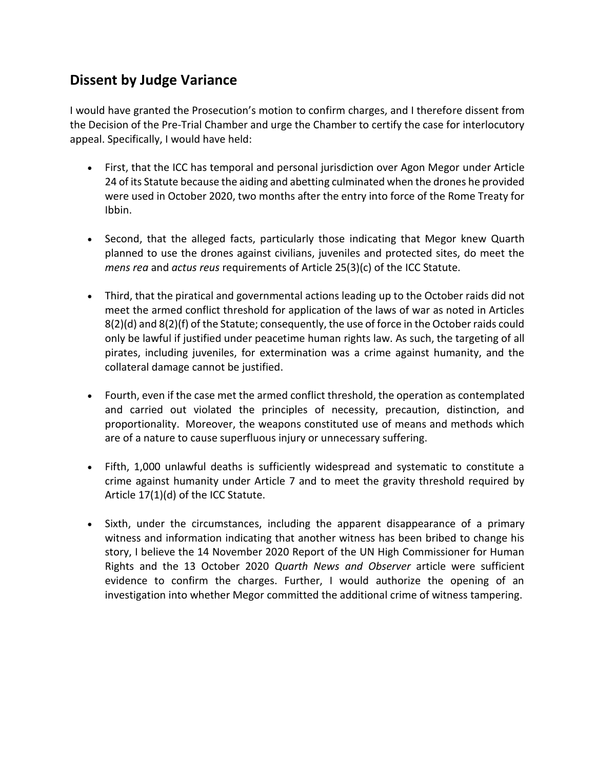## Dissent by Judge Variance

I would have granted the Prosecution's motion to confirm charges, and I therefore dissent from the Decision of the Pre-Trial Chamber and urge the Chamber to certify the case for interlocutory appeal. Specifically, I would have held:

- First, that the ICC has temporal and personal jurisdiction over Agon Megor under Article 24 of its Statute because the aiding and abetting culminated when the drones he provided were used in October 2020, two months after the entry into force of the Rome Treaty for Ibbin.

- Second, that the alleged facts, particularly those indicating that Megor knew Quarth planned to use the drones against civilians, juveniles and protected sites, do meet the *mens rea* and *actus reus* requirements of Article 25(3)(c) of the ICC Statute.

- Third, that the piratical and governmental actions leading up to the October raids did not meet the armed conflict threshold for application of the laws of war as noted in Articles 8(2)(d) and 8(2)(f) of the Statute; consequently, the use of force in the October raids could only be lawful if justified under peacetime human rights law. As such, the targeting of all pirates, including juveniles, for extermination was a crime against humanity, and the collateral damage cannot be justified.

- Fourth, even if the case met the armed conflict threshold, the operation as contemplated and carried out violated the principles of necessity, precaution, distinction, and proportionality. Moreover, the weapons constituted use of means and methods which are of a nature to cause superfluous injury or unnecessary suffering.

- Fifth, 1,000 unlawful deaths is sufficiently widespread and systematic to constitute a crime against humanity under Article 7 and to meet the gravity threshold required by Article 17(1)(d) of the ICC Statute.

- Sixth, under the circumstances, including the apparent disappearance of a primary witness and information indicating that another witness has been bribed to change his story, I believe the 14 November 2020 Report of the UN High Commissioner for Human Rights and the 13 October 2020 *Quarth News and Observer* article were sufficient evidence to confirm the charges. Further, I would authorize the opening of an investigation into whether Megor committed the additional crime of witness tampering.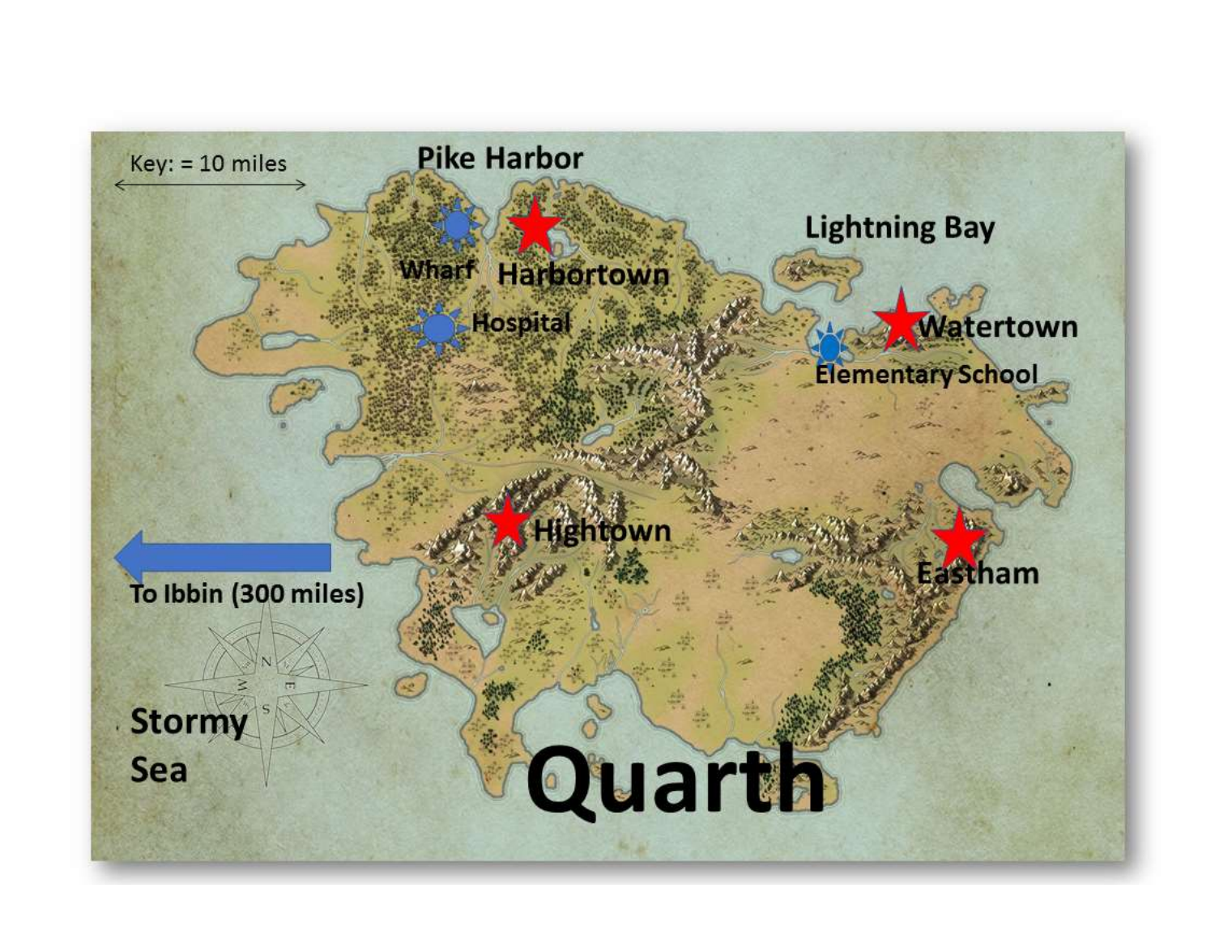Key: = 10 miles

Pike Harbor

Wharf

Harbortown

Hospital

Lightning Bay

Watertown

Elementary School

Hightown

Eastham

To Ibbin (300 miles)

Stormy Sea

Quarth